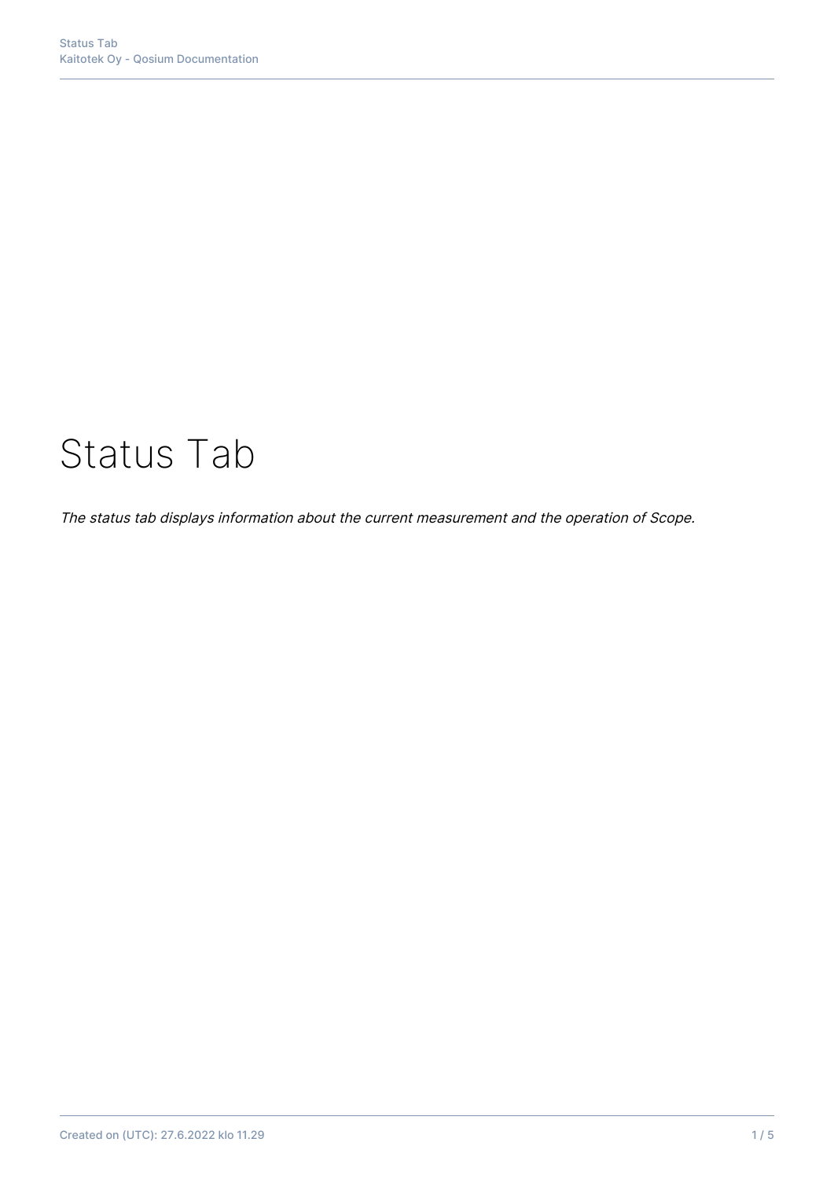# Status Tab

*The status tab displays information about the current measurement and the operation of Scope.*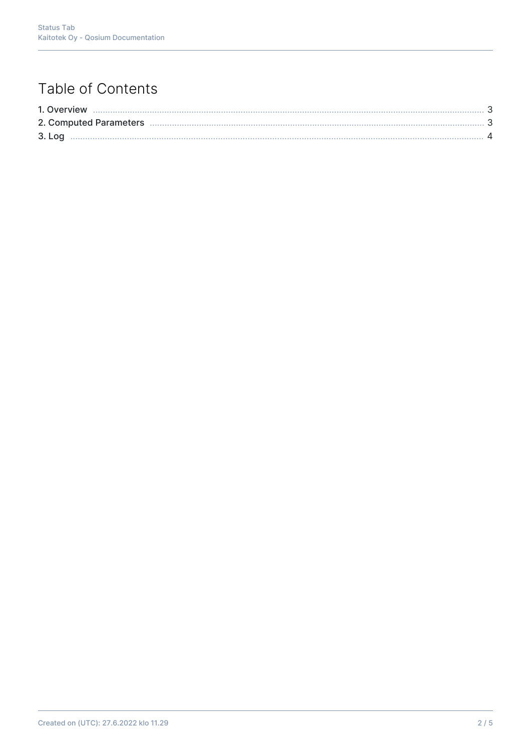# Table of Contents

1. Overview ........................................................................................................................ 3
2. Computed Parameters ........................................................................................................ 3
3. Log ........................................................................................................................ 4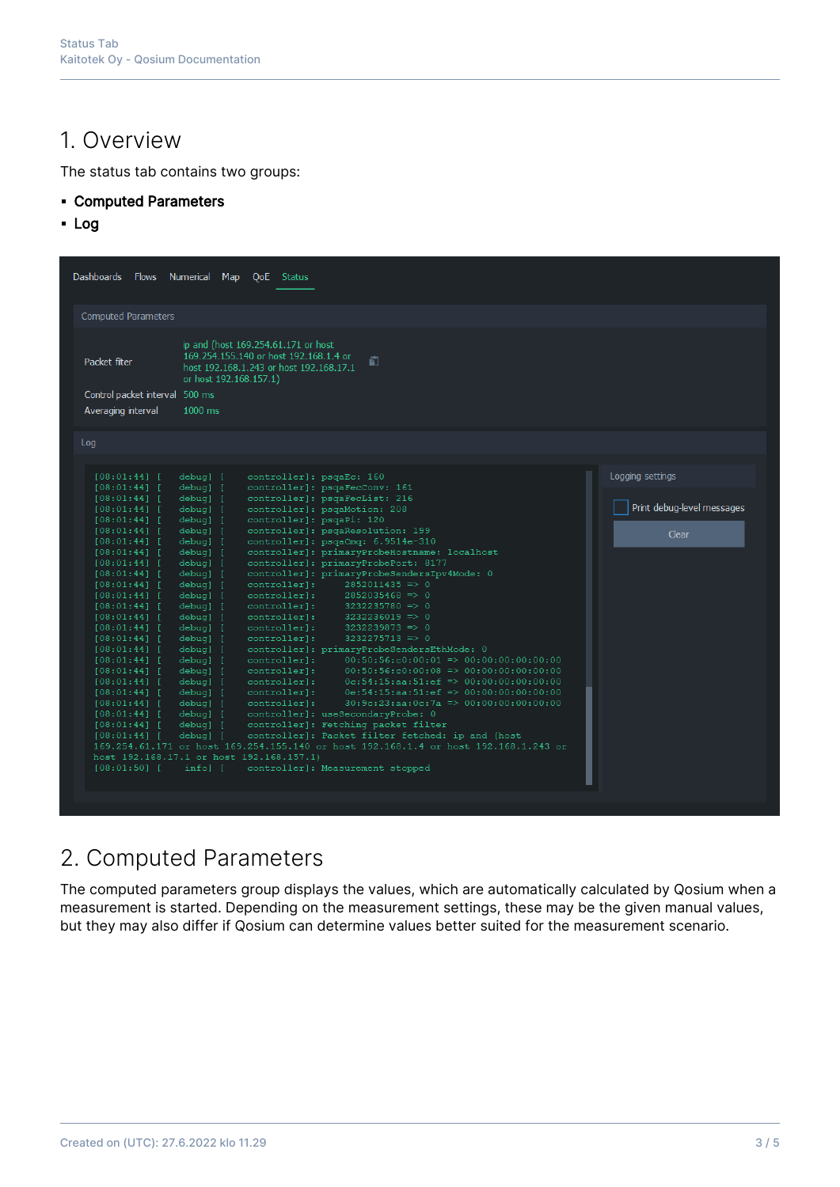# 1. Overview

The status tab contains two groups:

- **Computed Parameters**
- **Log**

# 2. Computed Parameters

The computed parameters group displays the values, which are automatically calculated by Qosium when a measurement is started. Depending on the measurement settings, these may be the given manual values, but they may also differ if Qosium can determine values better suited for the measurement scenario.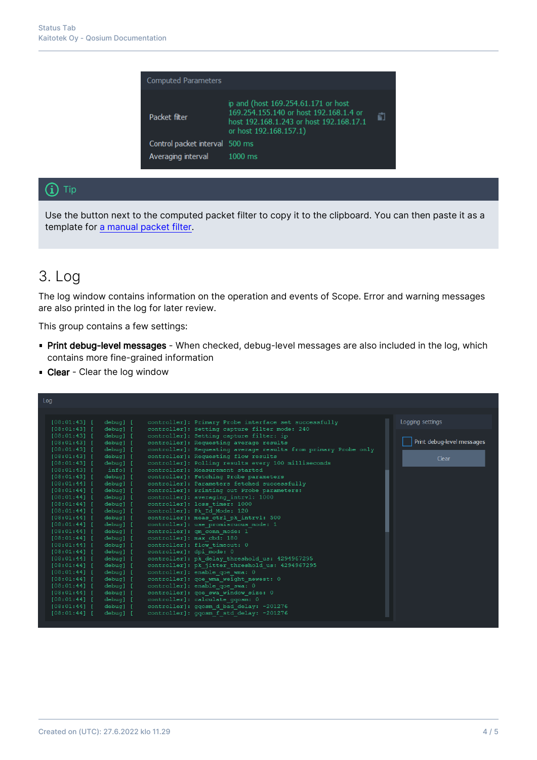Computed Parameters

| | |
|---|---|
| Packet filter | ip and (host 169.254.61.171 or host 169.254.155.140 or host 192.168.1.4 or host 192.168.1.243 or host 192.168.17.1 or host 192.168.157.1) |
| Control packet interval | 500 ms |
| Averaging interval | 1000 ms |

> **Tip**
>
> Use the button next to the computed packet filter to copy it to the clipboard. You can then paste it as a template for a manual packet filter.

# 3. Log

The log window contains information on the operation and events of Scope. Error and warning messages are also printed in the log for later review.

This group contains a few settings:

- **Print debug-level messages** - When checked, debug-level messages are also included in the log, which contains more fine-grained information
- **Clear** - Clear the log window

Log

```
[08:01:43] [   debug] [    controller]: Primary Probe interface set successfully
[08:01:43] [   debug] [    controller]: Setting capture filter mode: 240
[08:01:43] [   debug] [    controller]: Setting capture filter: ip
[08:01:43] [   debug] [    controller]: Requesting average results
[08:01:43] [   debug] [    controller]: Requesting average results from primary Probe only
[08:01:43] [   debug] [    controller]: Requesting flow results
[08:01:43] [   debug] [    controller]: Polling results every 100 milliseconds
[08:01:43] [    info] [    controller]: Measurement started
[08:01:43] [   debug] [    controller]: Fetching Probe parameters
[08:01:44] [   debug] [    controller]: Parameters fetched successfully
[08:01:44] [   debug] [    controller]: Printing out Probe parameters:
[08:01:44] [   debug] [    controller]: averaging_intrvl: 1000
[08:01:44] [   debug] [    controller]: loss_timer: 1000
[08:01:44] [   debug] [    controller]: Pk_Id_Mode: 120
[08:01:44] [   debug] [    controller]: meas_ctrl_pk_intrvl: 500
[08:01:44] [   debug] [    controller]: use_promiscuous_mode: 1
[08:01:44] [   debug] [    controller]: qm_conn_mode: 1
[08:01:44] [   debug] [    controller]: max_cbd: 180
[08:01:44] [   debug] [    controller]: flow_timeout: 0
[08:01:44] [   debug] [    controller]: dpi_mode: 0
[08:01:44] [   debug] [    controller]: pk_delay_threshold_us: 4294967295
[08:01:44] [   debug] [    controller]: pk_jitter_threshold_us: 4294967295
[08:01:44] [   debug] [    controller]: enable_qoe_wma: 0
[08:01:44] [   debug] [    controller]: qoe_wma_weight_newest: 0
[08:01:44] [   debug] [    controller]: enable_qoe_swa: 0
[08:01:44] [   debug] [    controller]: qoe_swa_window_size: 0
[08:01:44] [   debug] [    controller]: calculate_gqosm: 0
[08:01:44] [   debug] [    controller]: gqosm_d_bad_delay: -201276
[08:01:44] [   debug] [    controller]: gqosm_f_std_delay: -201276
```

Logging settings

- [ ] Print debug-level messages

Clear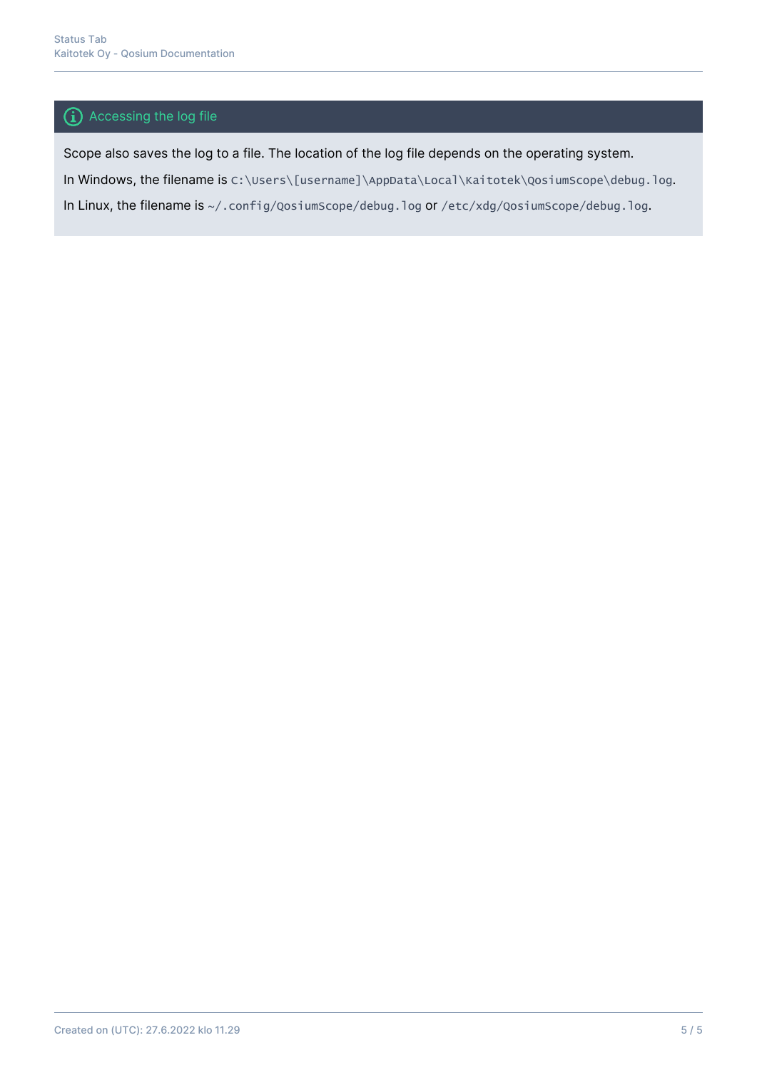> **Accessing the log file**
>
> Scope also saves the log to a file. The location of the log file depends on the operating system.
>
> In Windows, the filename is `C:\Users\[username]\AppData\Local\Kaitotek\QosiumScope\debug.log`.
>
> In Linux, the filename is `~/.config/QosiumScope/debug.log` or `/etc/xdg/QosiumScope/debug.log`.